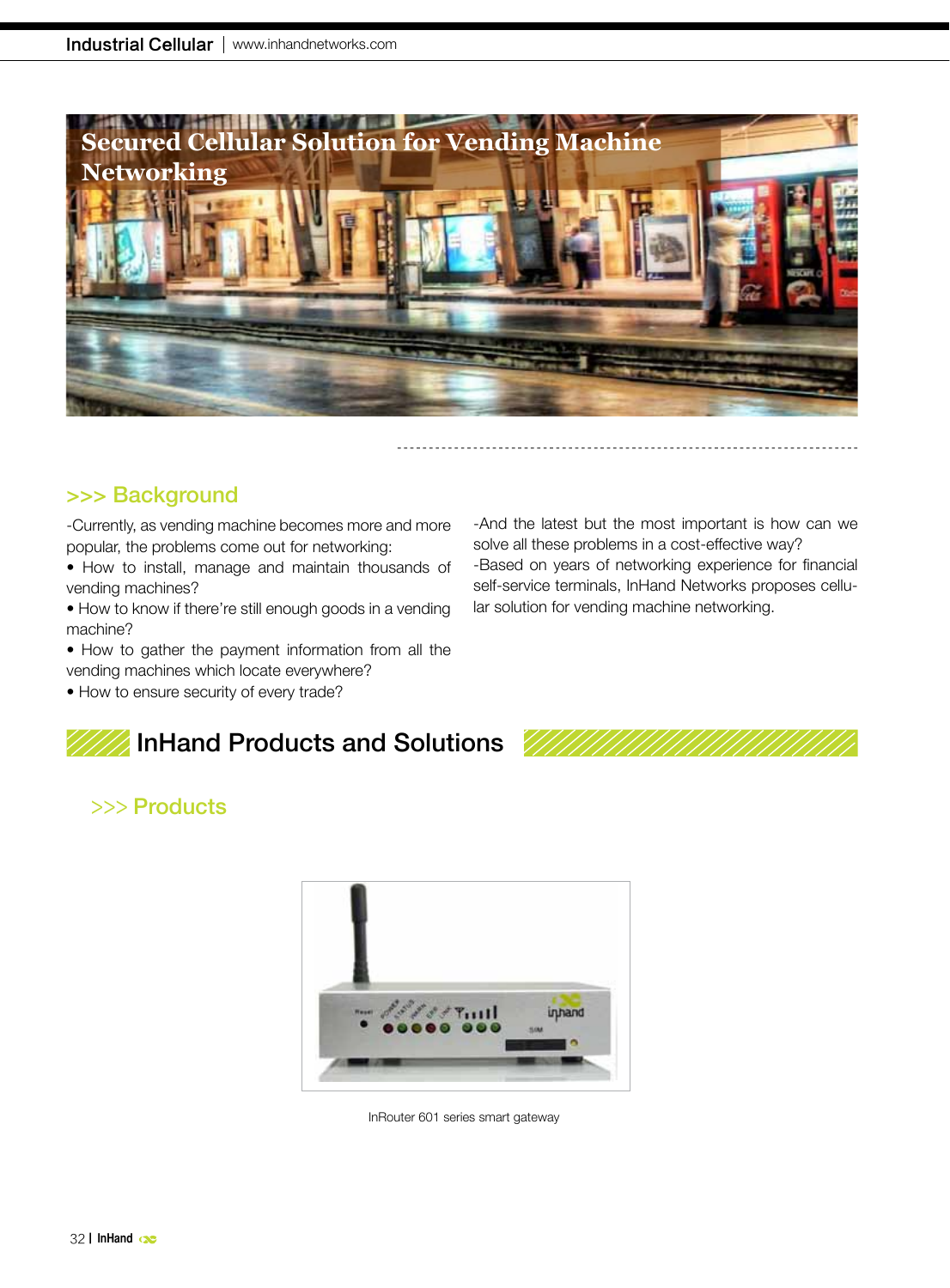# Secured Cellular Solution for Vending Machine Networking

## >>> Background

-Currently, as vending machine becomes more and more popular, the problems come out for networking:

- How to install, manage and maintain thousands of vending machines?
- How to know if there're still enough goods in a vending machine?
- How to gather the payment information from all the vending machines which locate everywhere?
- How to ensure security of every trade?

-And the latest but the most important is how can we solve all these problems in a cost-effective way?

-Based on years of networking experience for financial self-service terminals, InHand Networks proposes cellular solution for vending machine networking.

## InHand Products and Solutions

### >>> Products

InRouter 601 series smart gateway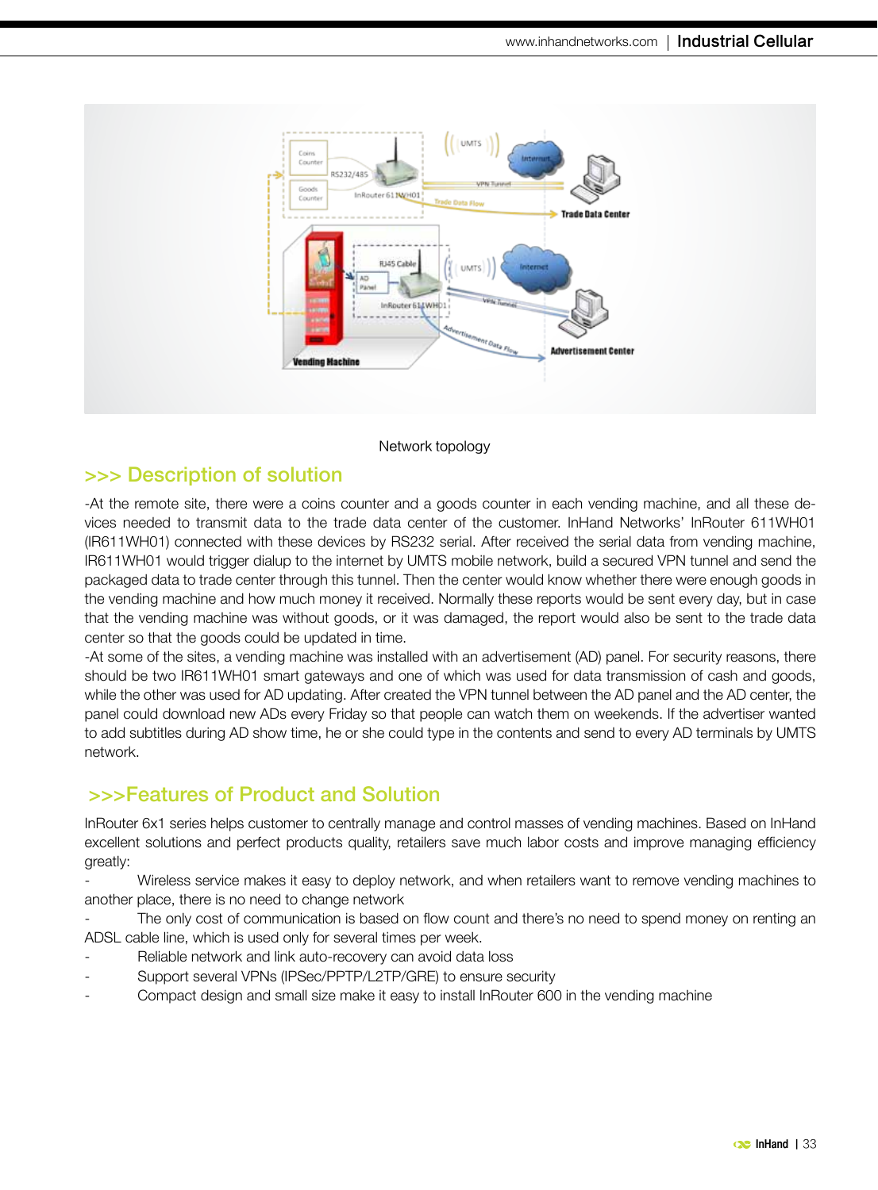Network topology

## >>> Description of solution

-At the remote site, there were a coins counter and a goods counter in each vending machine, and all these devices needed to transmit data to the trade data center of the customer. InHand Networks' InRouter 611WH01 (IR611WH01) connected with these devices by RS232 serial. After received the serial data from vending machine, IR611WH01 would trigger dialup to the internet by UMTS mobile network, build a secured VPN tunnel and send the packaged data to trade center through this tunnel. Then the center would know whether there were enough goods in the vending machine and how much money it received. Normally these reports would be sent every day, but in case that the vending machine was without goods, or it was damaged, the report would also be sent to the trade data center so that the goods could be updated in time.

-At some of the sites, a vending machine was installed with an advertisement (AD) panel. For security reasons, there should be two IR611WH01 smart gateways and one of which was used for data transmission of cash and goods, while the other was used for AD updating. After created the VPN tunnel between the AD panel and the AD center, the panel could download new ADs every Friday so that people can watch them on weekends. If the advertiser wanted to add subtitles during AD show time, he or she could type in the contents and send to every AD terminals by UMTS network.

## >>>Features of Product and Solution

InRouter 6x1 series helps customer to centrally manage and control masses of vending machines. Based on InHand excellent solutions and perfect products quality, retailers save much labor costs and improve managing efficiency greatly:

- Wireless service makes it easy to deploy network, and when retailers want to remove vending machines to another place, there is no need to change network
- The only cost of communication is based on flow count and there's no need to spend money on renting an ADSL cable line, which is used only for several times per week.
- Reliable network and link auto-recovery can avoid data loss
- Support several VPNs (IPSec/PPTP/L2TP/GRE) to ensure security
- Compact design and small size make it easy to install InRouter 600 in the vending machine